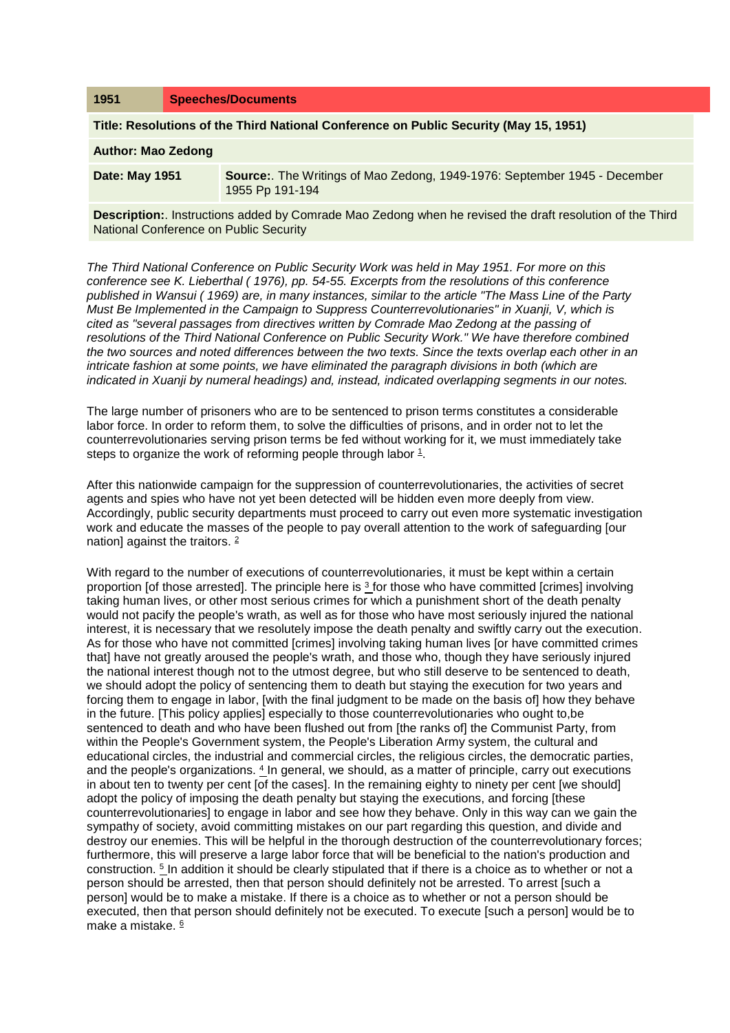| 1951 | Speeches/Documents |
| --- | --- |

**Title: Resolutions of the Third National Conference on Public Security (May 15, 1951)**

**Author: Mao Zedong**

| **Date: May 1951** | **Source:**. The Writings of Mao Zedong, 1949-1976: September 1945 - December 1955 Pp 191-194 |
| --- | --- |

**Description:**. Instructions added by Comrade Mao Zedong when he revised the draft resolution of the Third National Conference on Public Security

*The Third National Conference on Public Security Work was held in May 1951. For more on this conference see K. Lieberthal ( 1976), pp. 54-55. Excerpts from the resolutions of this conference published in Wansui ( 1969) are, in many instances, similar to the article "The Mass Line of the Party Must Be Implemented in the Campaign to Suppress Counterrevolutionaries" in Xuanji, V, which is cited as "several passages from directives written by Comrade Mao Zedong at the passing of resolutions of the Third National Conference on Public Security Work." We have therefore combined the two sources and noted differences between the two texts. Since the texts overlap each other in an intricate fashion at some points, we have eliminated the paragraph divisions in both (which are indicated in Xuanji by numeral headings) and, instead, indicated overlapping segments in our notes.*

The large number of prisoners who are to be sentenced to prison terms constitutes a considerable labor force. In order to reform them, to solve the difficulties of prisons, and in order not to let the counterrevolutionaries serving prison terms be fed without working for it, we must immediately take steps to organize the work of reforming people through labor [1].

After this nationwide campaign for the suppression of counterrevolutionaries, the activities of secret agents and spies who have not yet been detected will be hidden even more deeply from view. Accordingly, public security departments must proceed to carry out even more systematic investigation work and educate the masses of the people to pay overall attention to the work of safeguarding [our nation] against the traitors. [2]

With regard to the number of executions of counterrevolutionaries, it must be kept within a certain proportion [of those arrested]. The principle here is [3] for those who have committed [crimes] involving taking human lives, or other most serious crimes for which a punishment short of the death penalty would not pacify the people's wrath, as well as for those who have most seriously injured the national interest, it is necessary that we resolutely impose the death penalty and swiftly carry out the execution. As for those who have not committed [crimes] involving taking human lives [or have committed crimes that] have not greatly aroused the people's wrath, and those who, though they have seriously injured the national interest though not to the utmost degree, but who still deserve to be sentenced to death, we should adopt the policy of sentencing them to death but staying the execution for two years and forcing them to engage in labor, [with the final judgment to be made on the basis of] how they behave in the future. [This policy applies] especially to those counterrevolutionaries who ought to,be sentenced to death and who have been flushed out from [the ranks of] the Communist Party, from within the People's Government system, the People's Liberation Army system, the cultural and educational circles, the industrial and commercial circles, the religious circles, the democratic parties, and the people's organizations. [4] In general, we should, as a matter of principle, carry out executions in about ten to twenty per cent [of the cases]. In the remaining eighty to ninety per cent [we should] adopt the policy of imposing the death penalty but staying the executions, and forcing [these counterrevolutionaries] to engage in labor and see how they behave. Only in this way can we gain the sympathy of society, avoid committing mistakes on our part regarding this question, and divide and destroy our enemies. This will be helpful in the thorough destruction of the counterrevolutionary forces; furthermore, this will preserve a large labor force that will be beneficial to the nation's production and construction. [5] In addition it should be clearly stipulated that if there is a choice as to whether or not a person should be arrested, then that person should definitely not be arrested. To arrest [such a person] would be to make a mistake. If there is a choice as to whether or not a person should be executed, then that person should definitely not be executed. To execute [such a person] would be to make a mistake. [6]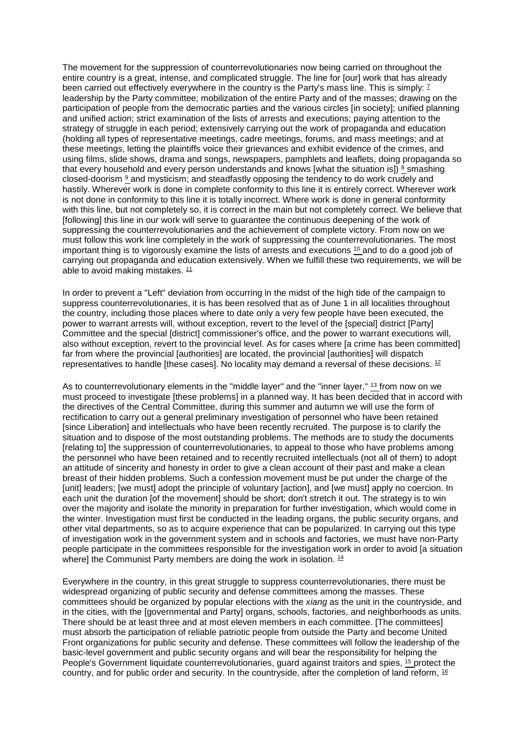The movement for the suppression of counterrevolutionaries now being carried on throughout the entire country is a great, intense, and complicated struggle. The line for [our] work that has already been carried out effectively everywhere in the country is the Party's mass line. This is simply: [7] leadership by the Party committee; mobilization of the entire Party and of the masses; drawing on the participation of people from the democratic parties and the various circles [in society]; unified planning and unified action; strict examination of the lists of arrests and executions; paying attention to the strategy of struggle in each period; extensively carrying out the work of propaganda and education (holding all types of representative meetings, cadre meetings, forums, and mass meetings; and at these meetings, letting the plaintiffs voice their grievances and exhibit evidence of the crimes, and using films, slide shows, drama and songs, newspapers, pamphlets and leaflets, doing propaganda so that every household and every person understands and knows [what the situation is]) [8] smashing closed-doorism [9] and mysticism; and steadfastly opposing the tendency to do work crudely and hastily. Wherever work is done in complete conformity to this line it is entirely correct. Wherever work is not done in conformity to this line it is totally incorrect. Where work is done in general conformity with this line, but not completely so, it is correct in the main but not completely correct. We believe that [following] this line in our work will serve to guarantee the continuous deepening of the work of suppressing the counterrevolutionaries and the achievement of complete victory. From now on we must follow this work line completely in the work of suppressing the counterrevolutionaries. The most important thing is to vigorously examine the lists of arrests and executions [10] and to do a good job of carrying out propaganda and education extensively. When we fulfill these two requirements, we will be able to avoid making mistakes. [11]

In order to prevent a "Left" deviation from occurring in the midst of the high tide of the campaign to suppress counterrevolutionaries, it is has been resolved that as of June 1 in all localities throughout the country, including those places where to date only a very few people have been executed, the power to warrant arrests will, without exception, revert to the level of the [special] district [Party] Committee and the special [district] commissioner's office, and the power to warrant executions will, also without exception, revert to the provincial level. As for cases where [a crime has been committed] far from where the provincial [authorities] are located, the provincial [authorities] will dispatch representatives to handle [these cases]. No locality may demand a reversal of these decisions. [12]

As to counterrevolutionary elements in the "middle layer" and the "inner layer," [13] from now on we must proceed to investigate [these problems] in a planned way. It has been decided that in accord with the directives of the Central Committee, during this summer and autumn we will use the form of rectification to carry out a general preliminary investigation of personnel who have been retained [since Liberation] and intellectuals who have been recently recruited. The purpose is to clarify the situation and to dispose of the most outstanding problems. The methods are to study the documents [relating to] the suppression of counterrevolutionaries, to appeal to those who have problems among the personnel who have been retained and to recently recruited intellectuals (not all of them) to adopt an attitude of sincerity and honesty in order to give a clean account of their past and make a clean breast of their hidden problems. Such a confession movement must be put under the charge of the [unit] leaders; [we must] adopt the principle of voluntary [action], and [we must] apply no coercion. In each unit the duration [of the movement] should be short; don't stretch it out. The strategy is to win over the majority and isolate the minority in preparation for further investigation, which would come in the winter. Investigation must first be conducted in the leading organs, the public security organs, and other vital departments, so as to acquire experience that can be popularized. In carrying out this type of investigation work in the government system and in schools and factories, we must have non-Party people participate in the committees responsible for the investigation work in order to avoid [a situation where] the Communist Party members are doing the work in isolation. [14]

Everywhere in the country, in this great struggle to suppress counterrevolutionaries, there must be widespread organizing of public security and defense committees among the masses. These committees should be organized by popular elections with the *xiang* as the unit in the countryside, and in the cities, with the [governmental and Party] organs, schools, factories, and neighborhoods as units. There should be at least three and at most eleven members in each committee. [The committees] must absorb the participation of reliable patriotic people from outside the Party and become United Front organizations for public security and defense. These committees will follow the leadership of the basic-level government and public security organs and will bear the responsibility for helping the People's Government liquidate counterrevolutionaries, guard against traitors and spies, [15] protect the country, and for public order and security. In the countryside, after the completion of land reform, [16]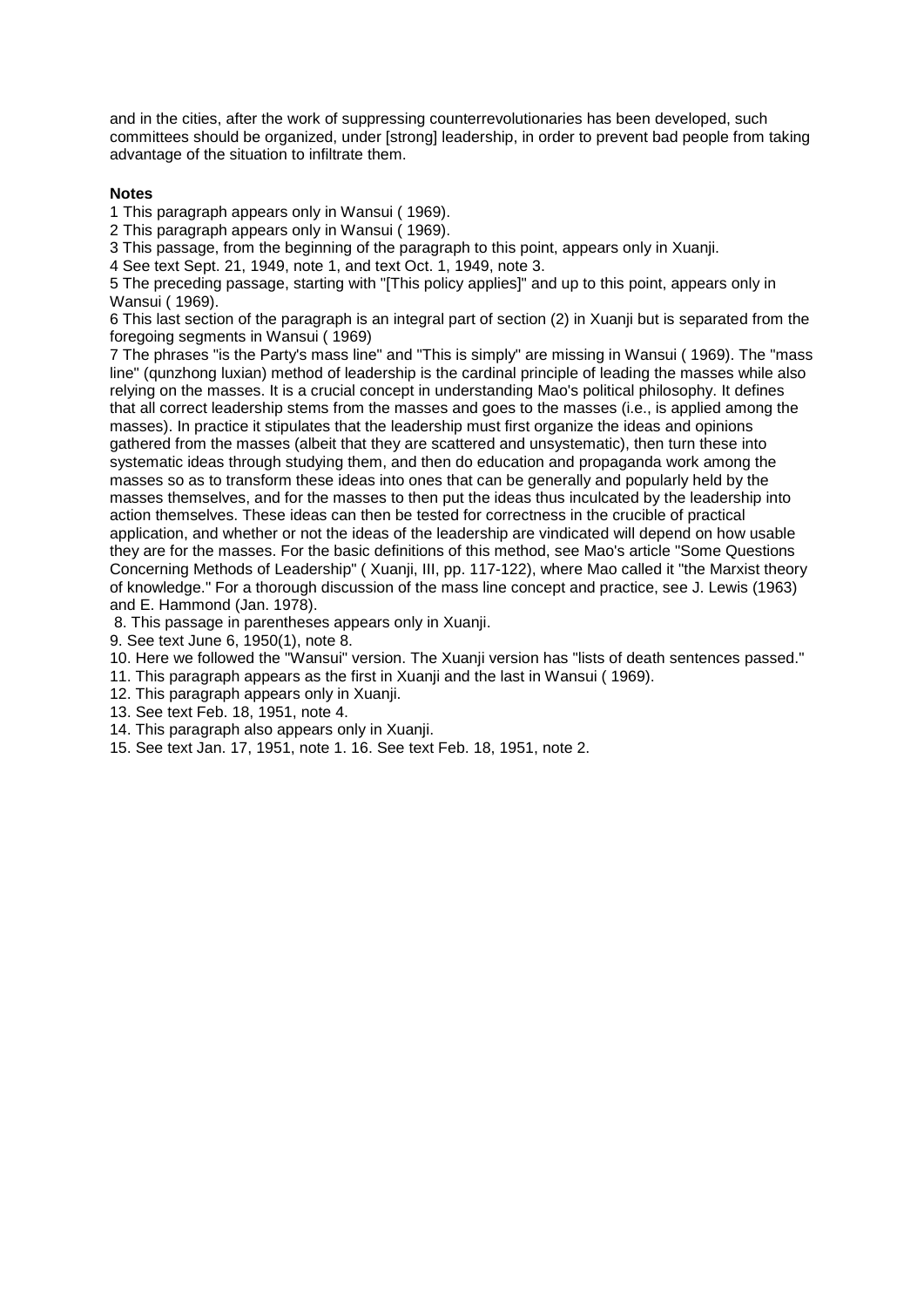and in the cities, after the work of suppressing counterrevolutionaries has been developed, such committees should be organized, under [strong] leadership, in order to prevent bad people from taking advantage of the situation to infiltrate them.

**Notes**

1 This paragraph appears only in Wansui ( 1969).

2 This paragraph appears only in Wansui ( 1969).

3 This passage, from the beginning of the paragraph to this point, appears only in Xuanji.

4 See text Sept. 21, 1949, note 1, and text Oct. 1, 1949, note 3.

5 The preceding passage, starting with "[This policy applies]" and up to this point, appears only in Wansui ( 1969).

6 This last section of the paragraph is an integral part of section (2) in Xuanji but is separated from the foregoing segments in Wansui ( 1969)

7 The phrases "is the Party's mass line" and "This is simply" are missing in Wansui ( 1969). The "mass line" (qunzhong luxian) method of leadership is the cardinal principle of leading the masses while also relying on the masses. It is a crucial concept in understanding Mao's political philosophy. It defines that all correct leadership stems from the masses and goes to the masses (i.e., is applied among the masses). In practice it stipulates that the leadership must first organize the ideas and opinions gathered from the masses (albeit that they are scattered and unsystematic), then turn these into systematic ideas through studying them, and then do education and propaganda work among the masses so as to transform these ideas into ones that can be generally and popularly held by the masses themselves, and for the masses to then put the ideas thus inculcated by the leadership into action themselves. These ideas can then be tested for correctness in the crucible of practical application, and whether or not the ideas of the leadership are vindicated will depend on how usable they are for the masses. For the basic definitions of this method, see Mao's article "Some Questions Concerning Methods of Leadership" ( Xuanji, III, pp. 117-122), where Mao called it "the Marxist theory of knowledge." For a thorough discussion of the mass line concept and practice, see J. Lewis (1963) and E. Hammond (Jan. 1978).

8. This passage in parentheses appears only in Xuanji.

9. See text June 6, 1950(1), note 8.

10. Here we followed the "Wansui" version. The Xuanji version has "lists of death sentences passed."

11. This paragraph appears as the first in Xuanji and the last in Wansui ( 1969).

12. This paragraph appears only in Xuanji.

13. See text Feb. 18, 1951, note 4.

14. This paragraph also appears only in Xuanji.

15. See text Jan. 17, 1951, note 1. 16. See text Feb. 18, 1951, note 2.